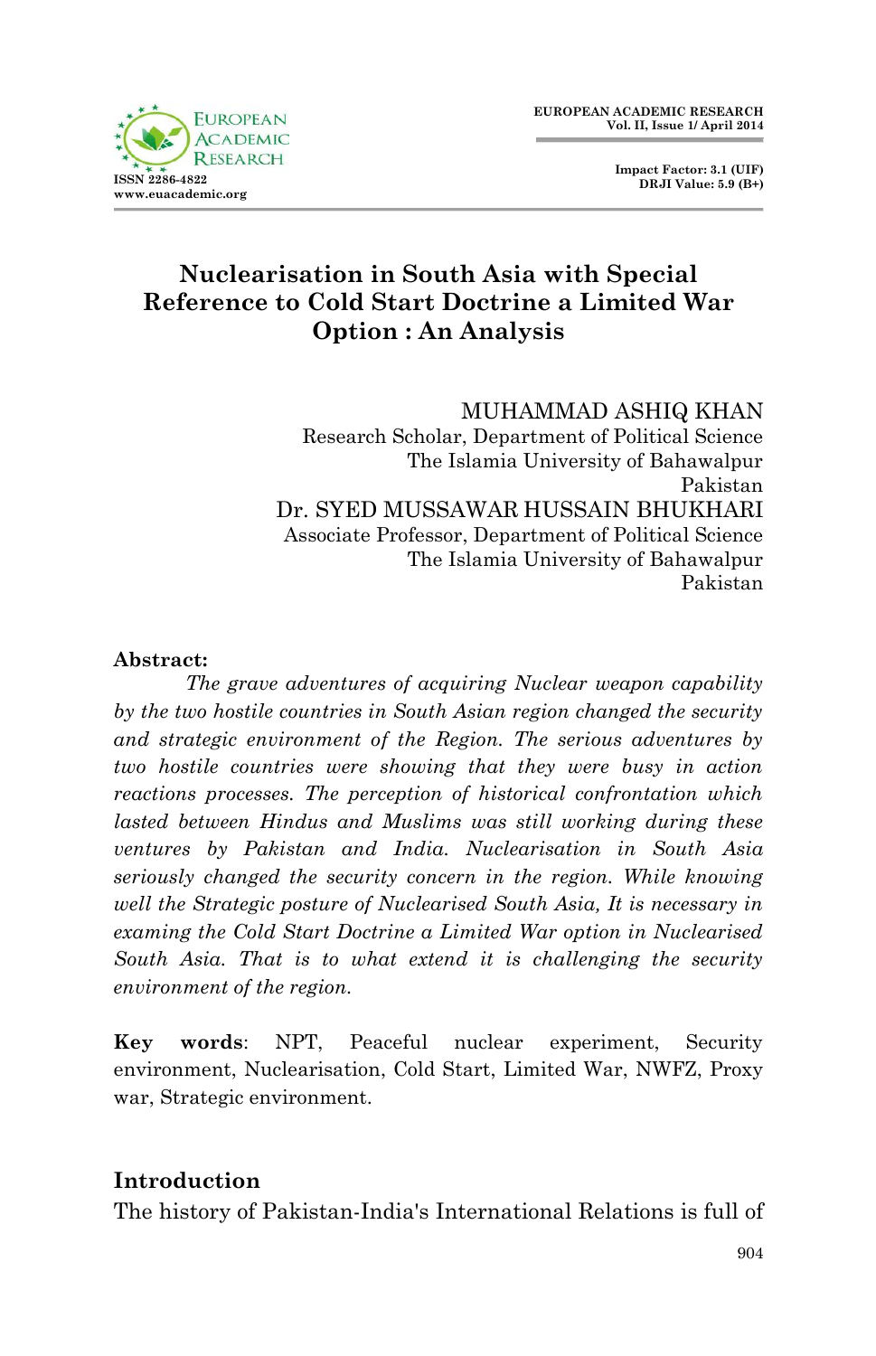# Nuclearisation in South Asia with Special Reference to Cold Start Doctrine a Limited War Option : An Analysis

MUHAMMAD ASHIQ KHAN
Research Scholar, Department of Political Science
The Islamia University of Bahawalpur
Pakistan

Dr. SYED MUSSAWAR HUSSAIN BHUKHARI
Associate Professor, Department of Political Science
The Islamia University of Bahawalpur
Pakistan

**Abstract:**

*The grave adventures of acquiring Nuclear weapon capability by the two hostile countries in South Asian region changed the security and strategic environment of the Region. The serious adventures by two hostile countries were showing that they were busy in action reactions processes. The perception of historical confrontation which lasted between Hindus and Muslims was still working during these ventures by Pakistan and India. Nuclearisation in South Asia seriously changed the security concern in the region. While knowing well the Strategic posture of Nuclearised South Asia, It is necessary in examing the Cold Start Doctrine a Limited War option in Nuclearised South Asia. That is to what extend it is challenging the security environment of the region.*

**Key words**: NPT, Peaceful nuclear experiment, Security environment, Nuclearisation, Cold Start, Limited War, NWFZ, Proxy war, Strategic environment.

## Introduction

The history of Pakistan-India's International Relations is full of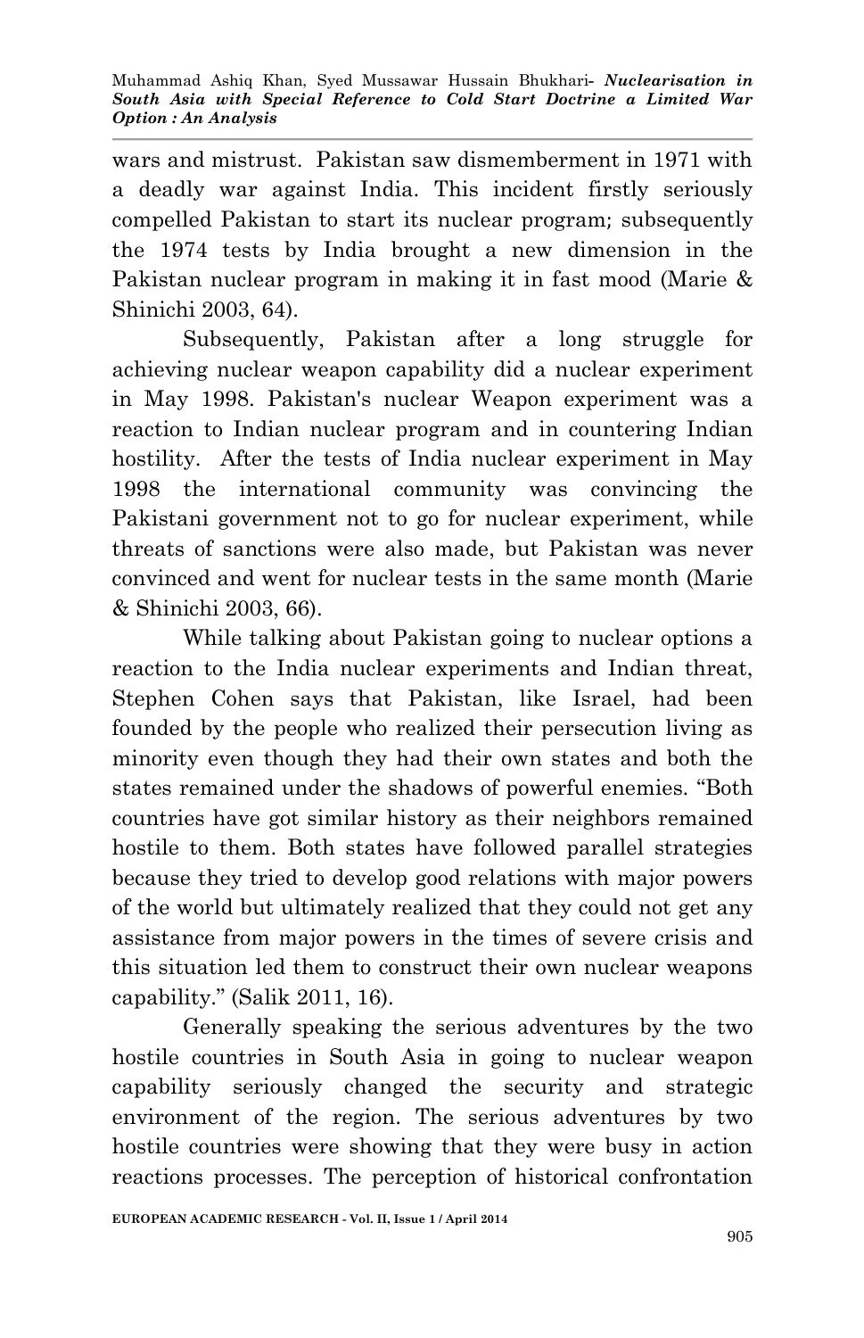wars and mistrust. Pakistan saw dismemberment in 1971 with a deadly war against India. This incident firstly seriously compelled Pakistan to start its nuclear program; subsequently the 1974 tests by India brought a new dimension in the Pakistan nuclear program in making it in fast mood (Marie & Shinichi 2003, 64).

Subsequently, Pakistan after a long struggle for achieving nuclear weapon capability did a nuclear experiment in May 1998. Pakistan's nuclear Weapon experiment was a reaction to Indian nuclear program and in countering Indian hostility. After the tests of India nuclear experiment in May 1998 the international community was convincing the Pakistani government not to go for nuclear experiment, while threats of sanctions were also made, but Pakistan was never convinced and went for nuclear tests in the same month (Marie & Shinichi 2003, 66).

While talking about Pakistan going to nuclear options a reaction to the India nuclear experiments and Indian threat, Stephen Cohen says that Pakistan, like Israel, had been founded by the people who realized their persecution living as minority even though they had their own states and both the states remained under the shadows of powerful enemies. "Both countries have got similar history as their neighbors remained hostile to them. Both states have followed parallel strategies because they tried to develop good relations with major powers of the world but ultimately realized that they could not get any assistance from major powers in the times of severe crisis and this situation led them to construct their own nuclear weapons capability." (Salik 2011, 16).

Generally speaking the serious adventures by the two hostile countries in South Asia in going to nuclear weapon capability seriously changed the security and strategic environment of the region. The serious adventures by two hostile countries were showing that they were busy in action reactions processes. The perception of historical confrontation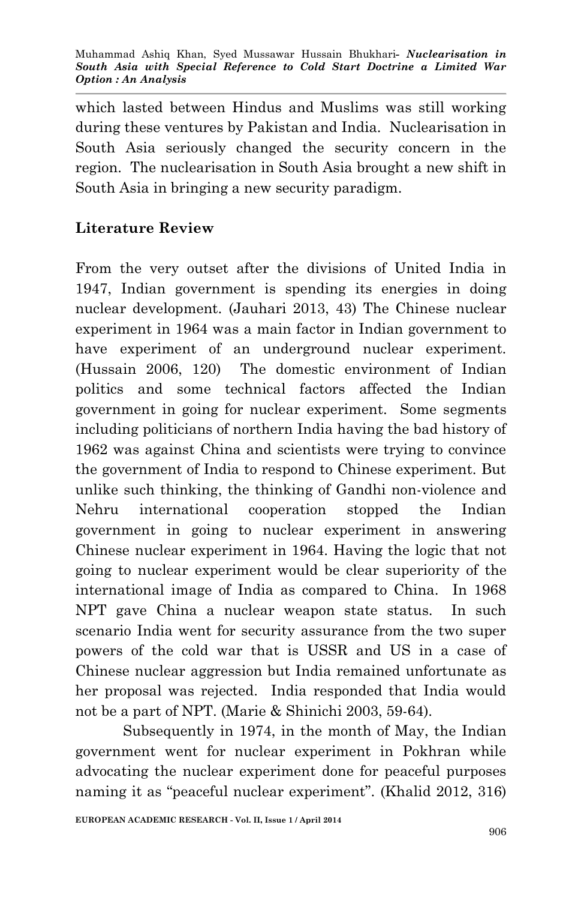which lasted between Hindus and Muslims was still working during these ventures by Pakistan and India. Nuclearisation in South Asia seriously changed the security concern in the region. The nuclearisation in South Asia brought a new shift in South Asia in bringing a new security paradigm.

## Literature Review

From the very outset after the divisions of United India in 1947, Indian government is spending its energies in doing nuclear development. (Jauhari 2013, 43) The Chinese nuclear experiment in 1964 was a main factor in Indian government to have experiment of an underground nuclear experiment. (Hussain 2006, 120) The domestic environment of Indian politics and some technical factors affected the Indian government in going for nuclear experiment. Some segments including politicians of northern India having the bad history of 1962 was against China and scientists were trying to convince the government of India to respond to Chinese experiment. But unlike such thinking, the thinking of Gandhi non-violence and Nehru international cooperation stopped the Indian government in going to nuclear experiment in answering Chinese nuclear experiment in 1964. Having the logic that not going to nuclear experiment would be clear superiority of the international image of India as compared to China. In 1968 NPT gave China a nuclear weapon state status. In such scenario India went for security assurance from the two super powers of the cold war that is USSR and US in a case of Chinese nuclear aggression but India remained unfortunate as her proposal was rejected. India responded that India would not be a part of NPT. (Marie & Shinichi 2003, 59-64).

Subsequently in 1974, in the month of May, the Indian government went for nuclear experiment in Pokhran while advocating the nuclear experiment done for peaceful purposes naming it as "peaceful nuclear experiment". (Khalid 2012, 316)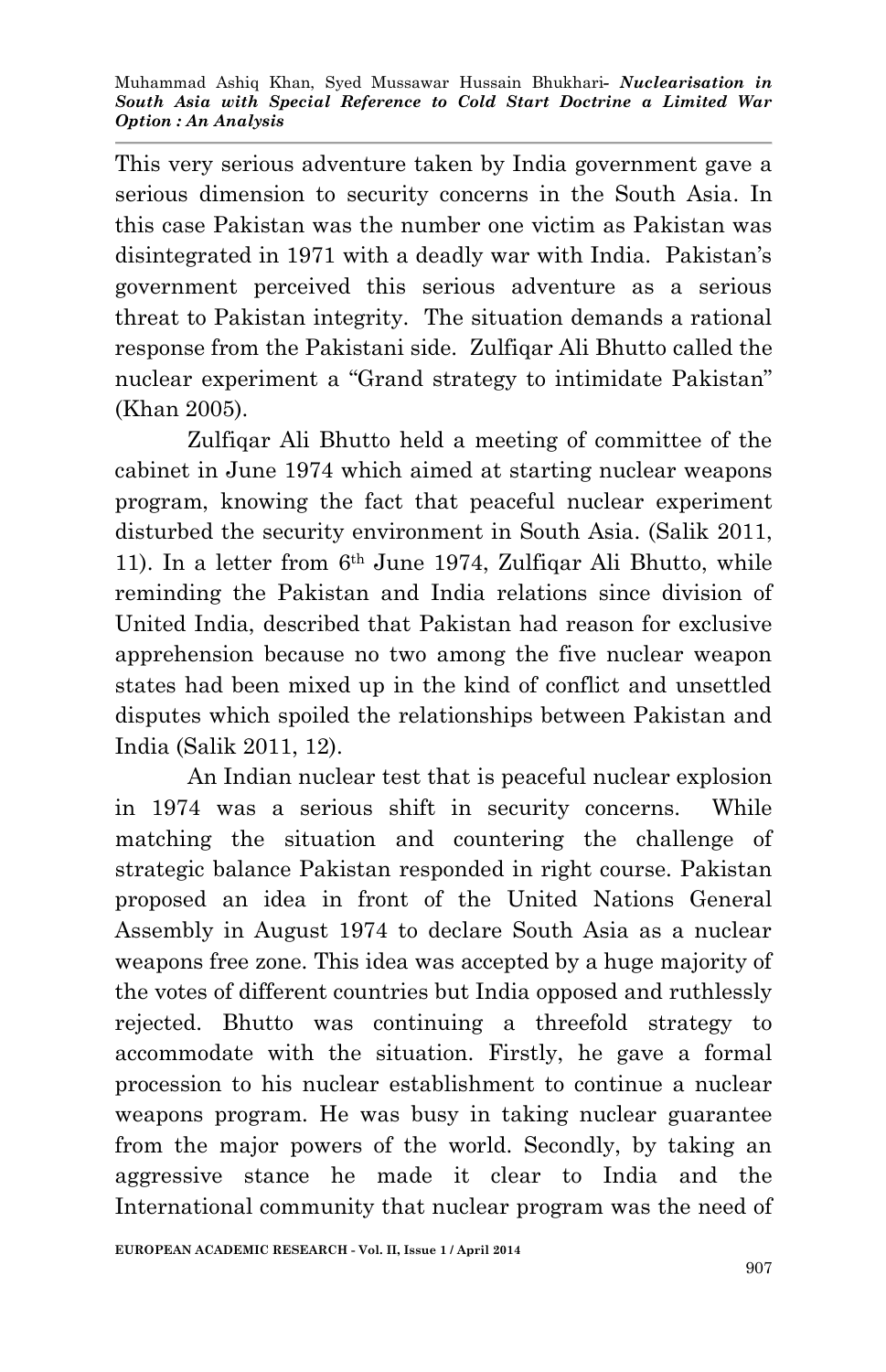This very serious adventure taken by India government gave a serious dimension to security concerns in the South Asia. In this case Pakistan was the number one victim as Pakistan was disintegrated in 1971 with a deadly war with India. Pakistan's government perceived this serious adventure as a serious threat to Pakistan integrity. The situation demands a rational response from the Pakistani side. Zulfiqar Ali Bhutto called the nuclear experiment a "Grand strategy to intimidate Pakistan" (Khan 2005).

Zulfiqar Ali Bhutto held a meeting of committee of the cabinet in June 1974 which aimed at starting nuclear weapons program, knowing the fact that peaceful nuclear experiment disturbed the security environment in South Asia. (Salik 2011, 11). In a letter from 6th June 1974, Zulfiqar Ali Bhutto, while reminding the Pakistan and India relations since division of United India, described that Pakistan had reason for exclusive apprehension because no two among the five nuclear weapon states had been mixed up in the kind of conflict and unsettled disputes which spoiled the relationships between Pakistan and India (Salik 2011, 12).

An Indian nuclear test that is peaceful nuclear explosion in 1974 was a serious shift in security concerns. While matching the situation and countering the challenge of strategic balance Pakistan responded in right course. Pakistan proposed an idea in front of the United Nations General Assembly in August 1974 to declare South Asia as a nuclear weapons free zone. This idea was accepted by a huge majority of the votes of different countries but India opposed and ruthlessly rejected. Bhutto was continuing a threefold strategy to accommodate with the situation. Firstly, he gave a formal procession to his nuclear establishment to continue a nuclear weapons program. He was busy in taking nuclear guarantee from the major powers of the world. Secondly, by taking an aggressive stance he made it clear to India and the International community that nuclear program was the need of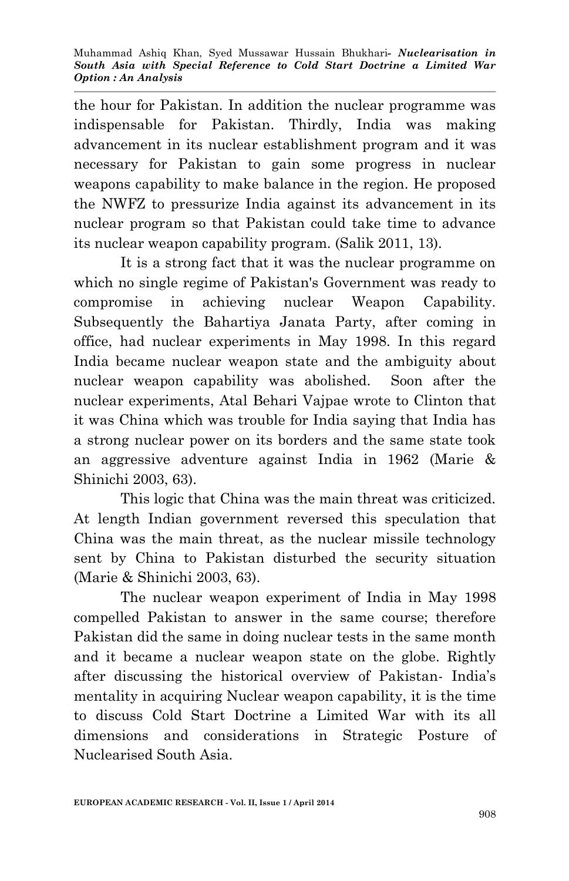the hour for Pakistan. In addition the nuclear programme was indispensable for Pakistan. Thirdly, India was making advancement in its nuclear establishment program and it was necessary for Pakistan to gain some progress in nuclear weapons capability to make balance in the region. He proposed the NWFZ to pressurize India against its advancement in its nuclear program so that Pakistan could take time to advance its nuclear weapon capability program. (Salik 2011, 13).

It is a strong fact that it was the nuclear programme on which no single regime of Pakistan's Government was ready to compromise in achieving nuclear Weapon Capability. Subsequently the Bahartiya Janata Party, after coming in office, had nuclear experiments in May 1998. In this regard India became nuclear weapon state and the ambiguity about nuclear weapon capability was abolished. Soon after the nuclear experiments, Atal Behari Vajpae wrote to Clinton that it was China which was trouble for India saying that India has a strong nuclear power on its borders and the same state took an aggressive adventure against India in 1962 (Marie & Shinichi 2003, 63).

This logic that China was the main threat was criticized. At length Indian government reversed this speculation that China was the main threat, as the nuclear missile technology sent by China to Pakistan disturbed the security situation (Marie & Shinichi 2003, 63).

The nuclear weapon experiment of India in May 1998 compelled Pakistan to answer in the same course; therefore Pakistan did the same in doing nuclear tests in the same month and it became a nuclear weapon state on the globe. Rightly after discussing the historical overview of Pakistan- India's mentality in acquiring Nuclear weapon capability, it is the time to discuss Cold Start Doctrine a Limited War with its all dimensions and considerations in Strategic Posture of Nuclearised South Asia.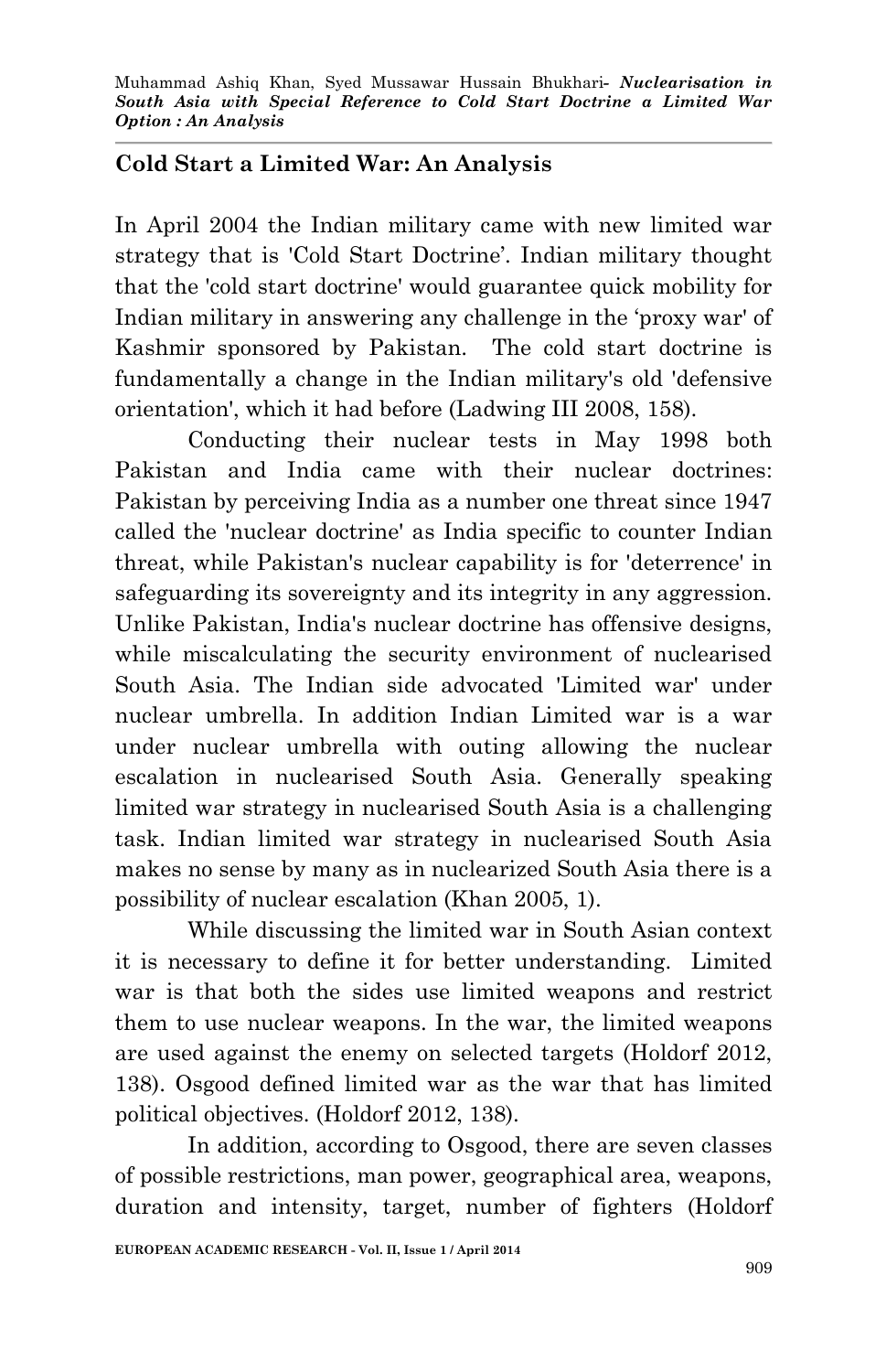## Cold Start a Limited War: An Analysis

In April 2004 the Indian military came with new limited war strategy that is 'Cold Start Doctrine'. Indian military thought that the 'cold start doctrine' would guarantee quick mobility for Indian military in answering any challenge in the 'proxy war' of Kashmir sponsored by Pakistan. The cold start doctrine is fundamentally a change in the Indian military's old 'defensive orientation', which it had before (Ladwing III 2008, 158).

Conducting their nuclear tests in May 1998 both Pakistan and India came with their nuclear doctrines: Pakistan by perceiving India as a number one threat since 1947 called the 'nuclear doctrine' as India specific to counter Indian threat, while Pakistan's nuclear capability is for 'deterrence' in safeguarding its sovereignty and its integrity in any aggression. Unlike Pakistan, India's nuclear doctrine has offensive designs, while miscalculating the security environment of nuclearised South Asia. The Indian side advocated 'Limited war' under nuclear umbrella. In addition Indian Limited war is a war under nuclear umbrella with outing allowing the nuclear escalation in nuclearised South Asia. Generally speaking limited war strategy in nuclearised South Asia is a challenging task. Indian limited war strategy in nuclearised South Asia makes no sense by many as in nuclearized South Asia there is a possibility of nuclear escalation (Khan 2005, 1).

While discussing the limited war in South Asian context it is necessary to define it for better understanding. Limited war is that both the sides use limited weapons and restrict them to use nuclear weapons. In the war, the limited weapons are used against the enemy on selected targets (Holdorf 2012, 138). Osgood defined limited war as the war that has limited political objectives. (Holdorf 2012, 138).

In addition, according to Osgood, there are seven classes of possible restrictions, man power, geographical area, weapons, duration and intensity, target, number of fighters (Holdorf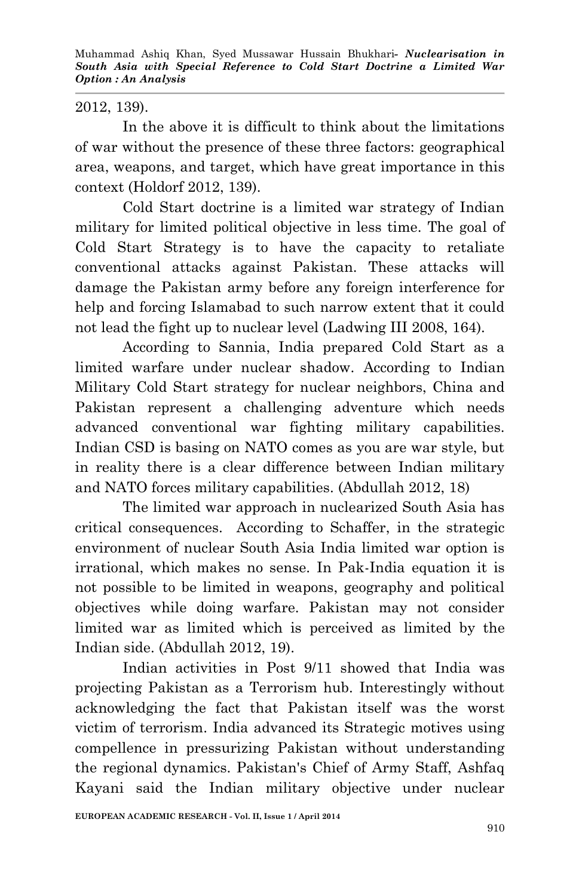2012, 139).

In the above it is difficult to think about the limitations of war without the presence of these three factors: geographical area, weapons, and target, which have great importance in this context (Holdorf 2012, 139).

Cold Start doctrine is a limited war strategy of Indian military for limited political objective in less time. The goal of Cold Start Strategy is to have the capacity to retaliate conventional attacks against Pakistan. These attacks will damage the Pakistan army before any foreign interference for help and forcing Islamabad to such narrow extent that it could not lead the fight up to nuclear level (Ladwing III 2008, 164).

According to Sannia, India prepared Cold Start as a limited warfare under nuclear shadow. According to Indian Military Cold Start strategy for nuclear neighbors, China and Pakistan represent a challenging adventure which needs advanced conventional war fighting military capabilities. Indian CSD is basing on NATO comes as you are war style, but in reality there is a clear difference between Indian military and NATO forces military capabilities. (Abdullah 2012, 18)

The limited war approach in nuclearized South Asia has critical consequences. According to Schaffer, in the strategic environment of nuclear South Asia India limited war option is irrational, which makes no sense. In Pak-India equation it is not possible to be limited in weapons, geography and political objectives while doing warfare. Pakistan may not consider limited war as limited which is perceived as limited by the Indian side. (Abdullah 2012, 19).

Indian activities in Post 9/11 showed that India was projecting Pakistan as a Terrorism hub. Interestingly without acknowledging the fact that Pakistan itself was the worst victim of terrorism. India advanced its Strategic motives using compellence in pressurizing Pakistan without understanding the regional dynamics. Pakistan's Chief of Army Staff, Ashfaq Kayani said the Indian military objective under nuclear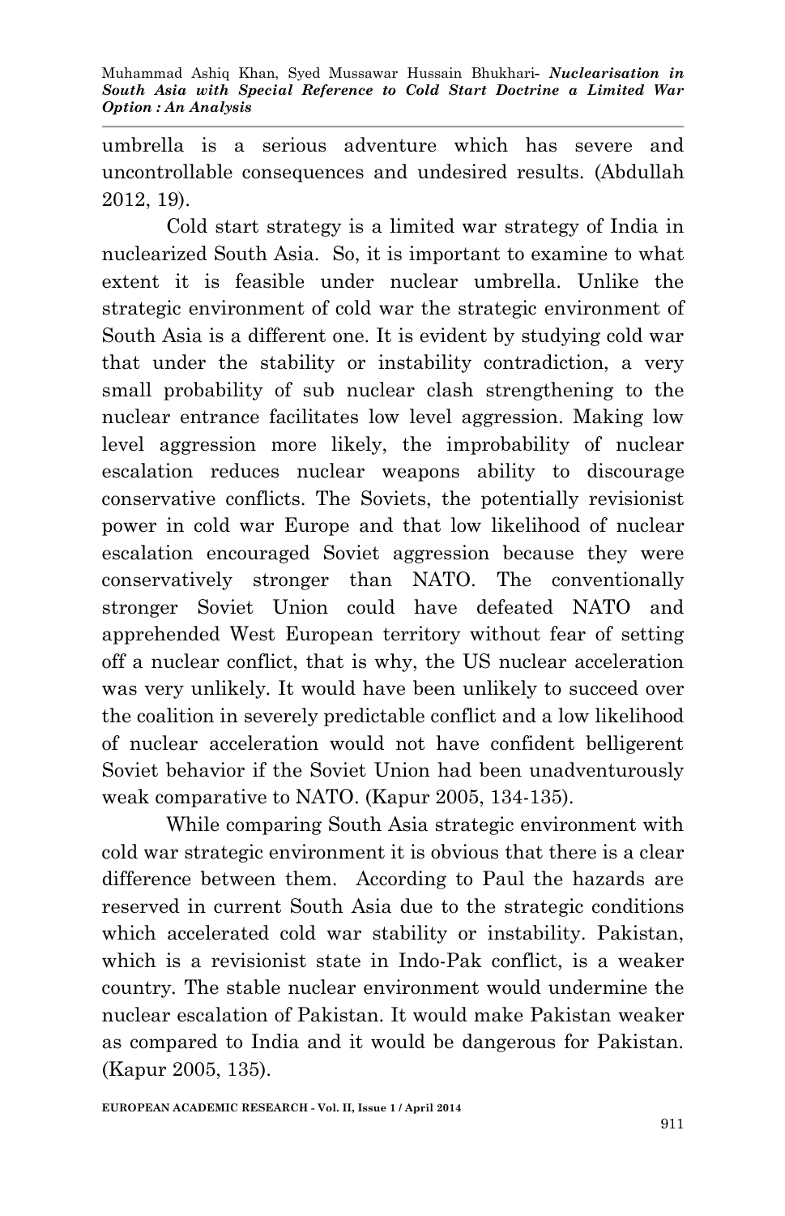umbrella is a serious adventure which has severe and uncontrollable consequences and undesired results. (Abdullah 2012, 19).

Cold start strategy is a limited war strategy of India in nuclearized South Asia. So, it is important to examine to what extent it is feasible under nuclear umbrella. Unlike the strategic environment of cold war the strategic environment of South Asia is a different one. It is evident by studying cold war that under the stability or instability contradiction, a very small probability of sub nuclear clash strengthening to the nuclear entrance facilitates low level aggression. Making low level aggression more likely, the improbability of nuclear escalation reduces nuclear weapons ability to discourage conservative conflicts. The Soviets, the potentially revisionist power in cold war Europe and that low likelihood of nuclear escalation encouraged Soviet aggression because they were conservatively stronger than NATO. The conventionally stronger Soviet Union could have defeated NATO and apprehended West European territory without fear of setting off a nuclear conflict, that is why, the US nuclear acceleration was very unlikely. It would have been unlikely to succeed over the coalition in severely predictable conflict and a low likelihood of nuclear acceleration would not have confident belligerent Soviet behavior if the Soviet Union had been unadventurously weak comparative to NATO. (Kapur 2005, 134-135).

While comparing South Asia strategic environment with cold war strategic environment it is obvious that there is a clear difference between them. According to Paul the hazards are reserved in current South Asia due to the strategic conditions which accelerated cold war stability or instability. Pakistan, which is a revisionist state in Indo-Pak conflict, is a weaker country. The stable nuclear environment would undermine the nuclear escalation of Pakistan. It would make Pakistan weaker as compared to India and it would be dangerous for Pakistan. (Kapur 2005, 135).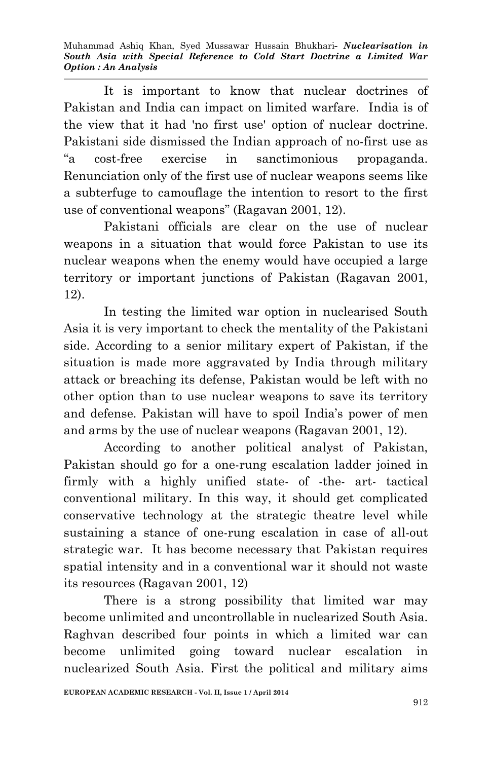It is important to know that nuclear doctrines of Pakistan and India can impact on limited warfare. India is of the view that it had 'no first use' option of nuclear doctrine. Pakistani side dismissed the Indian approach of no-first use as "a cost-free exercise in sanctimonious propaganda. Renunciation only of the first use of nuclear weapons seems like a subterfuge to camouflage the intention to resort to the first use of conventional weapons" (Ragavan 2001, 12).

Pakistani officials are clear on the use of nuclear weapons in a situation that would force Pakistan to use its nuclear weapons when the enemy would have occupied a large territory or important junctions of Pakistan (Ragavan 2001, 12).

In testing the limited war option in nuclearised South Asia it is very important to check the mentality of the Pakistani side. According to a senior military expert of Pakistan, if the situation is made more aggravated by India through military attack or breaching its defense, Pakistan would be left with no other option than to use nuclear weapons to save its territory and defense. Pakistan will have to spoil India's power of men and arms by the use of nuclear weapons (Ragavan 2001, 12).

According to another political analyst of Pakistan, Pakistan should go for a one-rung escalation ladder joined in firmly with a highly unified state- of -the- art- tactical conventional military. In this way, it should get complicated conservative technology at the strategic theatre level while sustaining a stance of one-rung escalation in case of all-out strategic war. It has become necessary that Pakistan requires spatial intensity and in a conventional war it should not waste its resources (Ragavan 2001, 12)

There is a strong possibility that limited war may become unlimited and uncontrollable in nuclearized South Asia. Raghvan described four points in which a limited war can become unlimited going toward nuclear escalation in nuclearized South Asia. First the political and military aims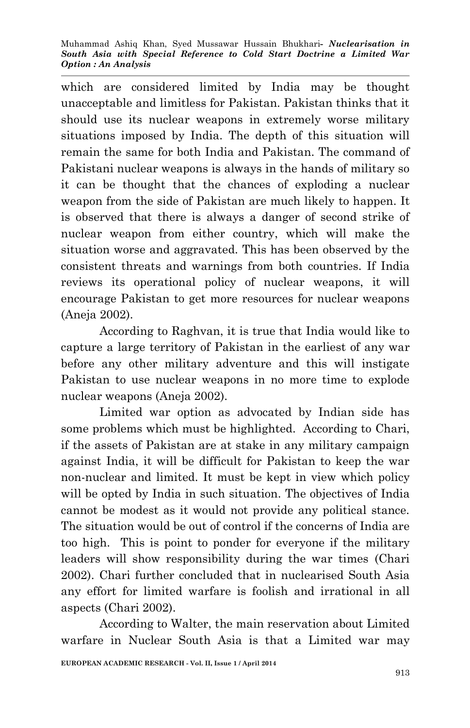which are considered limited by India may be thought unacceptable and limitless for Pakistan. Pakistan thinks that it should use its nuclear weapons in extremely worse military situations imposed by India. The depth of this situation will remain the same for both India and Pakistan. The command of Pakistani nuclear weapons is always in the hands of military so it can be thought that the chances of exploding a nuclear weapon from the side of Pakistan are much likely to happen. It is observed that there is always a danger of second strike of nuclear weapon from either country, which will make the situation worse and aggravated. This has been observed by the consistent threats and warnings from both countries. If India reviews its operational policy of nuclear weapons, it will encourage Pakistan to get more resources for nuclear weapons (Aneja 2002).

According to Raghvan, it is true that India would like to capture a large territory of Pakistan in the earliest of any war before any other military adventure and this will instigate Pakistan to use nuclear weapons in no more time to explode nuclear weapons (Aneja 2002).

Limited war option as advocated by Indian side has some problems which must be highlighted. According to Chari, if the assets of Pakistan are at stake in any military campaign against India, it will be difficult for Pakistan to keep the war non-nuclear and limited. It must be kept in view which policy will be opted by India in such situation. The objectives of India cannot be modest as it would not provide any political stance. The situation would be out of control if the concerns of India are too high. This is point to ponder for everyone if the military leaders will show responsibility during the war times (Chari 2002). Chari further concluded that in nuclearised South Asia any effort for limited warfare is foolish and irrational in all aspects (Chari 2002).

According to Walter, the main reservation about Limited warfare in Nuclear South Asia is that a Limited war may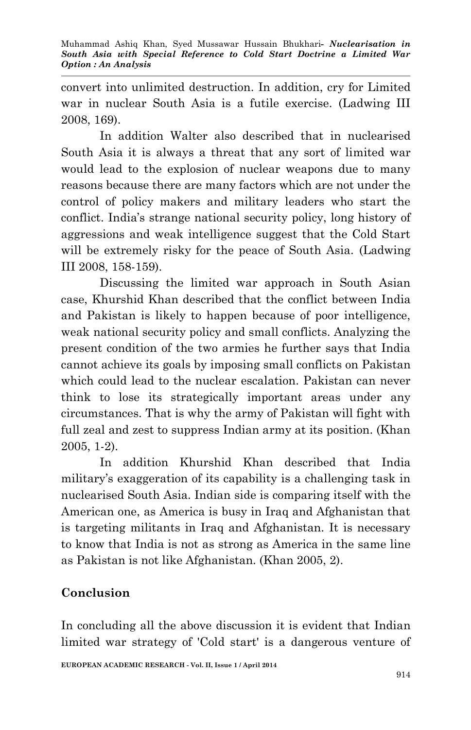convert into unlimited destruction. In addition, cry for Limited war in nuclear South Asia is a futile exercise. (Ladwing III 2008, 169).

In addition Walter also described that in nuclearised South Asia it is always a threat that any sort of limited war would lead to the explosion of nuclear weapons due to many reasons because there are many factors which are not under the control of policy makers and military leaders who start the conflict. India's strange national security policy, long history of aggressions and weak intelligence suggest that the Cold Start will be extremely risky for the peace of South Asia. (Ladwing III 2008, 158-159).

Discussing the limited war approach in South Asian case, Khurshid Khan described that the conflict between India and Pakistan is likely to happen because of poor intelligence, weak national security policy and small conflicts. Analyzing the present condition of the two armies he further says that India cannot achieve its goals by imposing small conflicts on Pakistan which could lead to the nuclear escalation. Pakistan can never think to lose its strategically important areas under any circumstances. That is why the army of Pakistan will fight with full zeal and zest to suppress Indian army at its position. (Khan 2005, 1-2).

In addition Khurshid Khan described that India military's exaggeration of its capability is a challenging task in nuclearised South Asia. Indian side is comparing itself with the American one, as America is busy in Iraq and Afghanistan that is targeting militants in Iraq and Afghanistan. It is necessary to know that India is not as strong as America in the same line as Pakistan is not like Afghanistan. (Khan 2005, 2).

## Conclusion

In concluding all the above discussion it is evident that Indian limited war strategy of 'Cold start' is a dangerous venture of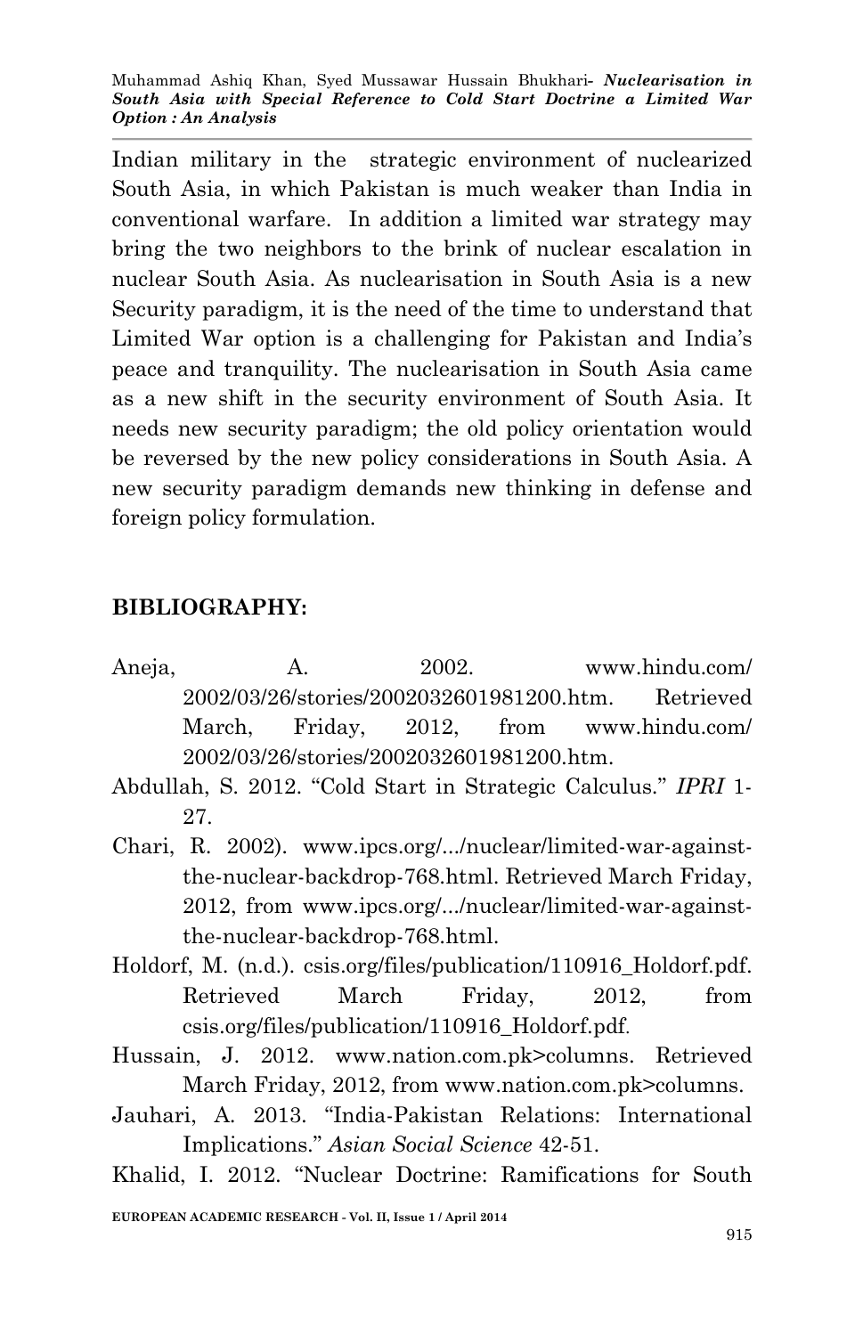Indian military in the strategic environment of nuclearized South Asia, in which Pakistan is much weaker than India in conventional warfare. In addition a limited war strategy may bring the two neighbors to the brink of nuclear escalation in nuclear South Asia. As nuclearisation in South Asia is a new Security paradigm, it is the need of the time to understand that Limited War option is a challenging for Pakistan and India's peace and tranquility. The nuclearisation in South Asia came as a new shift in the security environment of South Asia. It needs new security paradigm; the old policy orientation would be reversed by the new policy considerations in South Asia. A new security paradigm demands new thinking in defense and foreign policy formulation.

## BIBLIOGRAPHY:

Aneja, A. 2002. www.hindu.com/ 2002/03/26/stories/2002032601981200.htm. Retrieved March, Friday, 2012, from www.hindu.com/ 2002/03/26/stories/2002032601981200.htm.

Abdullah, S. 2012. "Cold Start in Strategic Calculus." *IPRI* 1-27.

Chari, R. 2002). www.ipcs.org/.../nuclear/limited-war-against-the-nuclear-backdrop-768.html. Retrieved March Friday, 2012, from www.ipcs.org/.../nuclear/limited-war-against-the-nuclear-backdrop-768.html.

Holdorf, M. (n.d.). csis.org/files/publication/110916_Holdorf.pdf. Retrieved March Friday, 2012, from csis.org/files/publication/110916_Holdorf.pdf.

Hussain, J. 2012. www.nation.com.pk>columns. Retrieved March Friday, 2012, from www.nation.com.pk>columns.

Jauhari, A. 2013. "India-Pakistan Relations: International Implications." *Asian Social Science* 42-51.

Khalid, I. 2012. "Nuclear Doctrine: Ramifications for South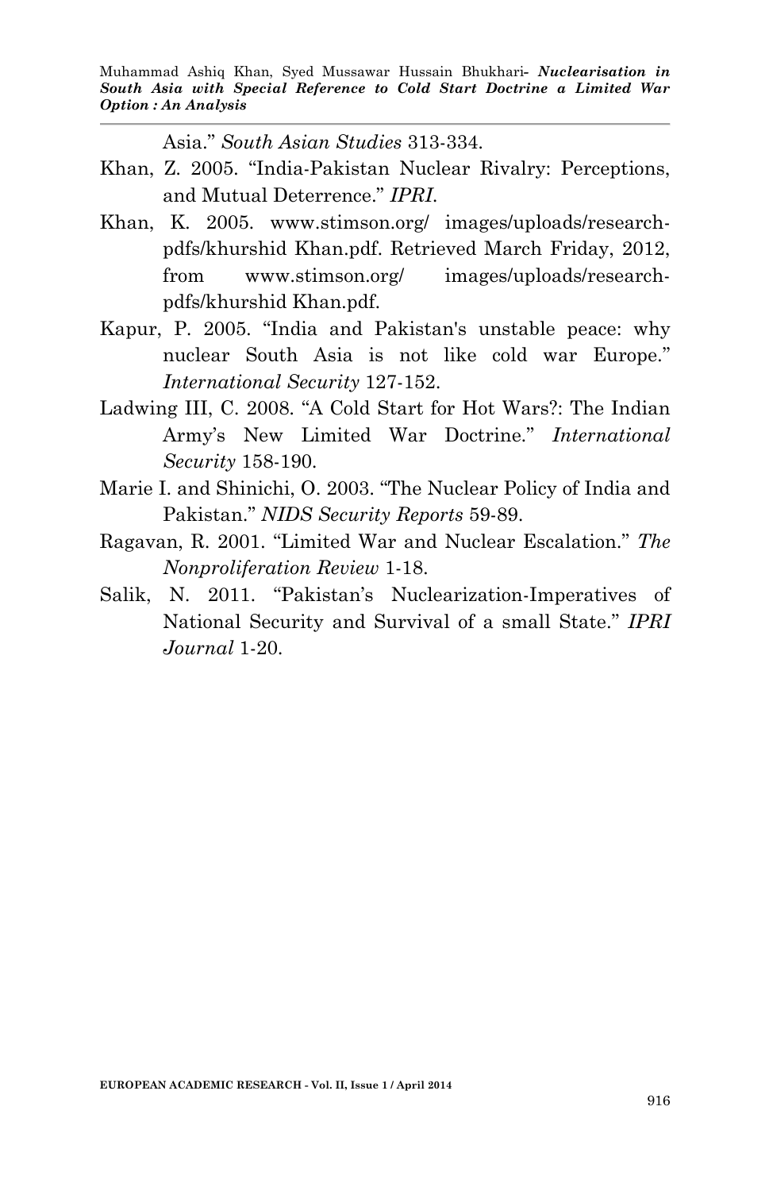Asia." *South Asian Studies* 313-334.

Khan, Z. 2005. "India-Pakistan Nuclear Rivalry: Perceptions, and Mutual Deterrence." *IPRI*.

Khan, K. 2005. www.stimson.org/ images/uploads/research-pdfs/khurshid Khan.pdf. Retrieved March Friday, 2012, from www.stimson.org/ images/uploads/research-pdfs/khurshid Khan.pdf.

Kapur, P. 2005. "India and Pakistan's unstable peace: why nuclear South Asia is not like cold war Europe." *International Security* 127-152.

Ladwing III, C. 2008. "A Cold Start for Hot Wars?: The Indian Army's New Limited War Doctrine." *International Security* 158-190.

Marie I. and Shinichi, O. 2003. "The Nuclear Policy of India and Pakistan." *NIDS Security Reports* 59-89.

Ragavan, R. 2001. "Limited War and Nuclear Escalation." *The Nonproliferation Review* 1-18.

Salik, N. 2011. "Pakistan's Nuclearization-Imperatives of National Security and Survival of a small State." *IPRI Journal* 1-20.